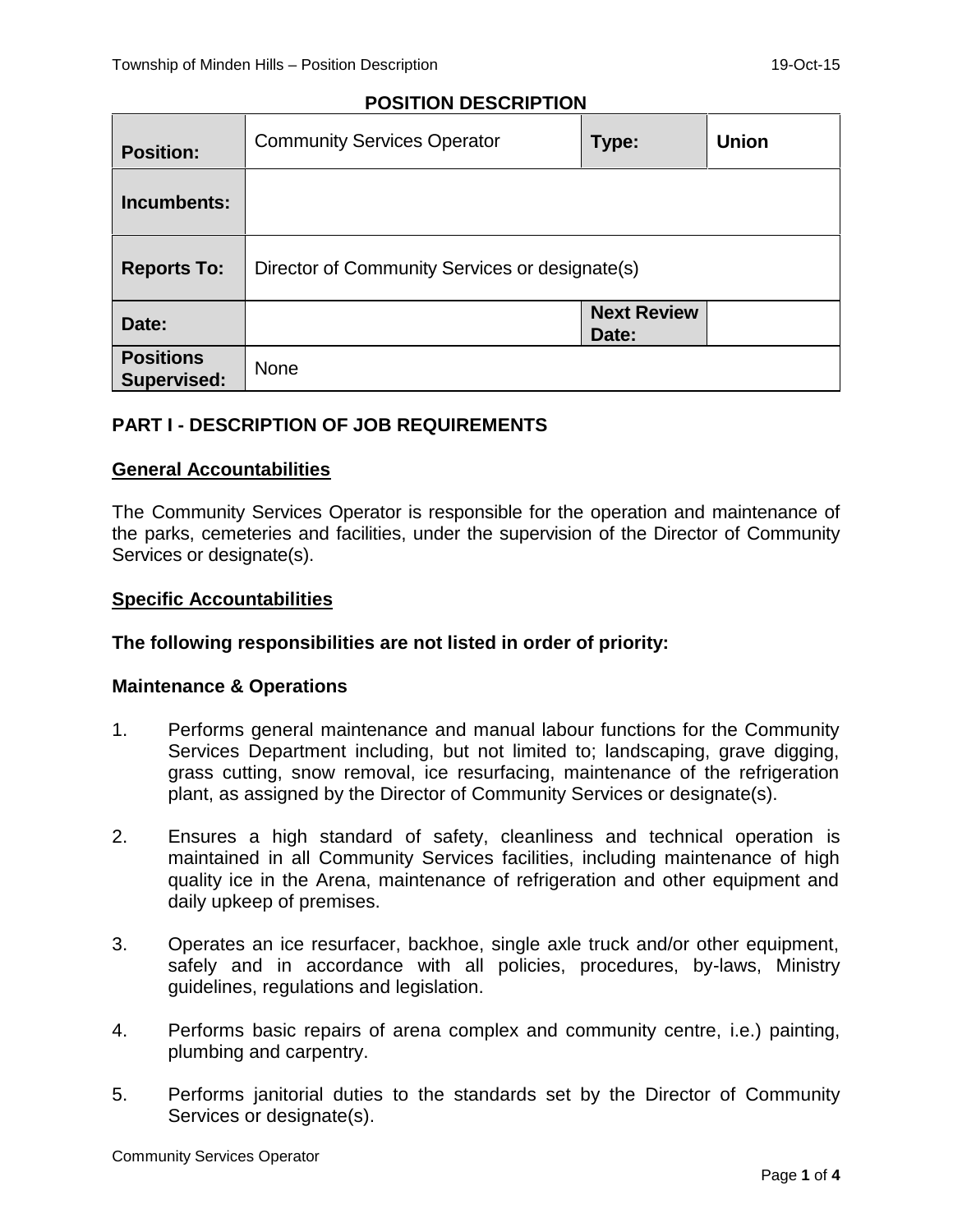# POSITION DESCRIPTION

| Position: | Community Services Operator | Type: | Union |
|---|---|---|---|
| Incumbents: | | | |
| Reports To: | Director of Community Services or designate(s) | | |
| Date: | | Next Review Date: | |
| Positions Supervised: | None | | |

## PART I - DESCRIPTION OF JOB REQUIREMENTS

### General Accountabilities

The Community Services Operator is responsible for the operation and maintenance of the parks, cemeteries and facilities, under the supervision of the Director of Community Services or designate(s).

### Specific Accountabilities

**The following responsibilities are not listed in order of priority:**

**Maintenance & Operations**

1. Performs general maintenance and manual labour functions for the Community Services Department including, but not limited to; landscaping, grave digging, grass cutting, snow removal, ice resurfacing, maintenance of the refrigeration plant, as assigned by the Director of Community Services or designate(s).

2. Ensures a high standard of safety, cleanliness and technical operation is maintained in all Community Services facilities, including maintenance of high quality ice in the Arena, maintenance of refrigeration and other equipment and daily upkeep of premises.

3. Operates an ice resurfacer, backhoe, single axle truck and/or other equipment, safely and in accordance with all policies, procedures, by-laws, Ministry guidelines, regulations and legislation.

4. Performs basic repairs of arena complex and community centre, i.e.) painting, plumbing and carpentry.

5. Performs janitorial duties to the standards set by the Director of Community Services or designate(s).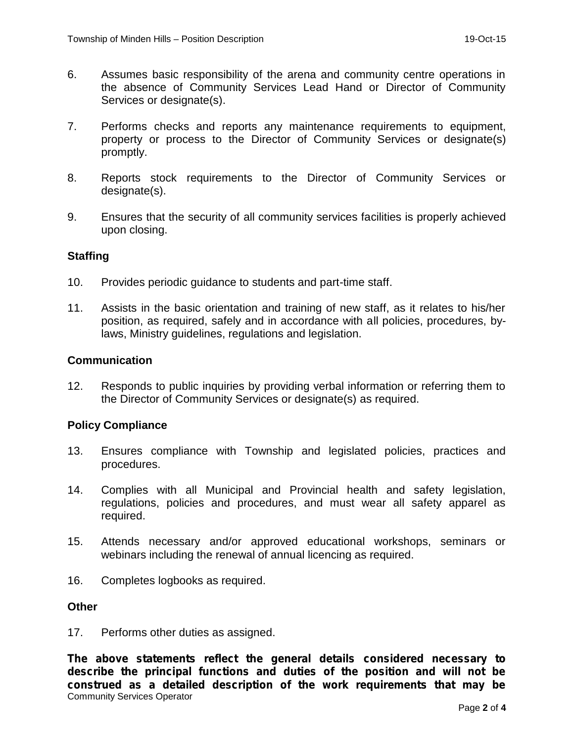6. Assumes basic responsibility of the arena and community centre operations in the absence of Community Services Lead Hand or Director of Community Services or designate(s).

7. Performs checks and reports any maintenance requirements to equipment, property or process to the Director of Community Services or designate(s) promptly.

8. Reports stock requirements to the Director of Community Services or designate(s).

9. Ensures that the security of all community services facilities is properly achieved upon closing.

**Staffing**

10. Provides periodic guidance to students and part-time staff.

11. Assists in the basic orientation and training of new staff, as it relates to his/her position, as required, safely and in accordance with all policies, procedures, by-laws, Ministry guidelines, regulations and legislation.

**Communication**

12. Responds to public inquiries by providing verbal information or referring them to the Director of Community Services or designate(s) as required.

**Policy Compliance**

13. Ensures compliance with Township and legislated policies, practices and procedures.

14. Complies with all Municipal and Provincial health and safety legislation, regulations, policies and procedures, and must wear all safety apparel as required.

15. Attends necessary and/or approved educational workshops, seminars or webinars including the renewal of annual licencing as required.

16. Completes logbooks as required.

**Other**

17. Performs other duties as assigned.

**The above statements reflect the general details considered necessary to describe the principal functions and duties of the position and will not be construed as a detailed description of the work requirements that may be**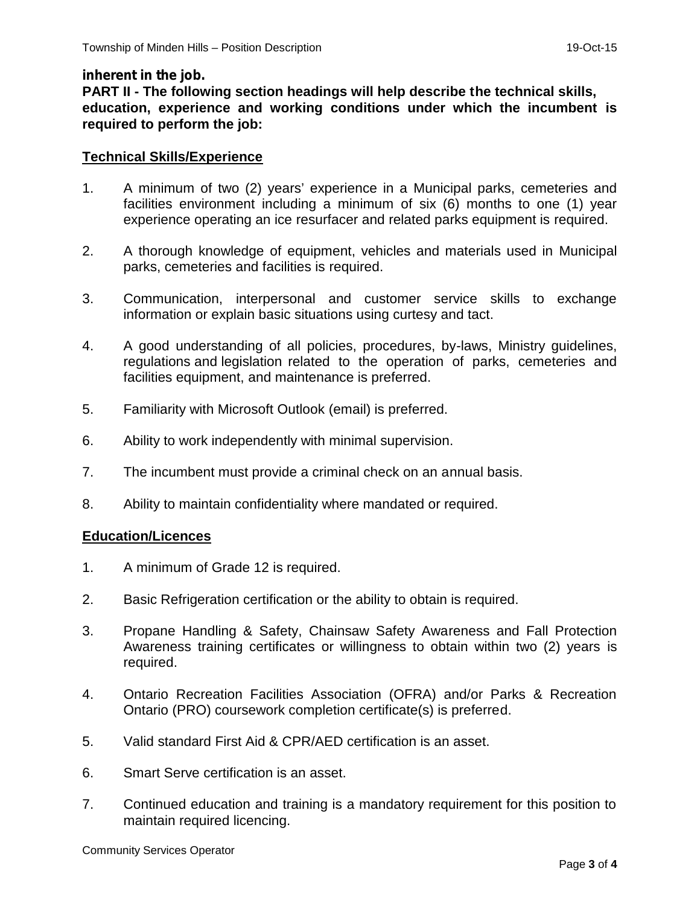**inherent in the job.**

**PART II - The following section headings will help describe the technical skills, education, experience and working conditions under which the incumbent is required to perform the job:**

## Technical Skills/Experience

1. A minimum of two (2) years' experience in a Municipal parks, cemeteries and facilities environment including a minimum of six (6) months to one (1) year experience operating an ice resurfacer and related parks equipment is required.

2. A thorough knowledge of equipment, vehicles and materials used in Municipal parks, cemeteries and facilities is required.

3. Communication, interpersonal and customer service skills to exchange information or explain basic situations using curtesy and tact.

4. A good understanding of all policies, procedures, by-laws, Ministry guidelines, regulations and legislation related to the operation of parks, cemeteries and facilities equipment, and maintenance is preferred.

5. Familiarity with Microsoft Outlook (email) is preferred.

6. Ability to work independently with minimal supervision.

7. The incumbent must provide a criminal check on an annual basis.

8. Ability to maintain confidentiality where mandated or required.

## Education/Licences

1. A minimum of Grade 12 is required.

2. Basic Refrigeration certification or the ability to obtain is required.

3. Propane Handling & Safety, Chainsaw Safety Awareness and Fall Protection Awareness training certificates or willingness to obtain within two (2) years is required.

4. Ontario Recreation Facilities Association (OFRA) and/or Parks & Recreation Ontario (PRO) coursework completion certificate(s) is preferred.

5. Valid standard First Aid & CPR/AED certification is an asset.

6. Smart Serve certification is an asset.

7. Continued education and training is a mandatory requirement for this position to maintain required licencing.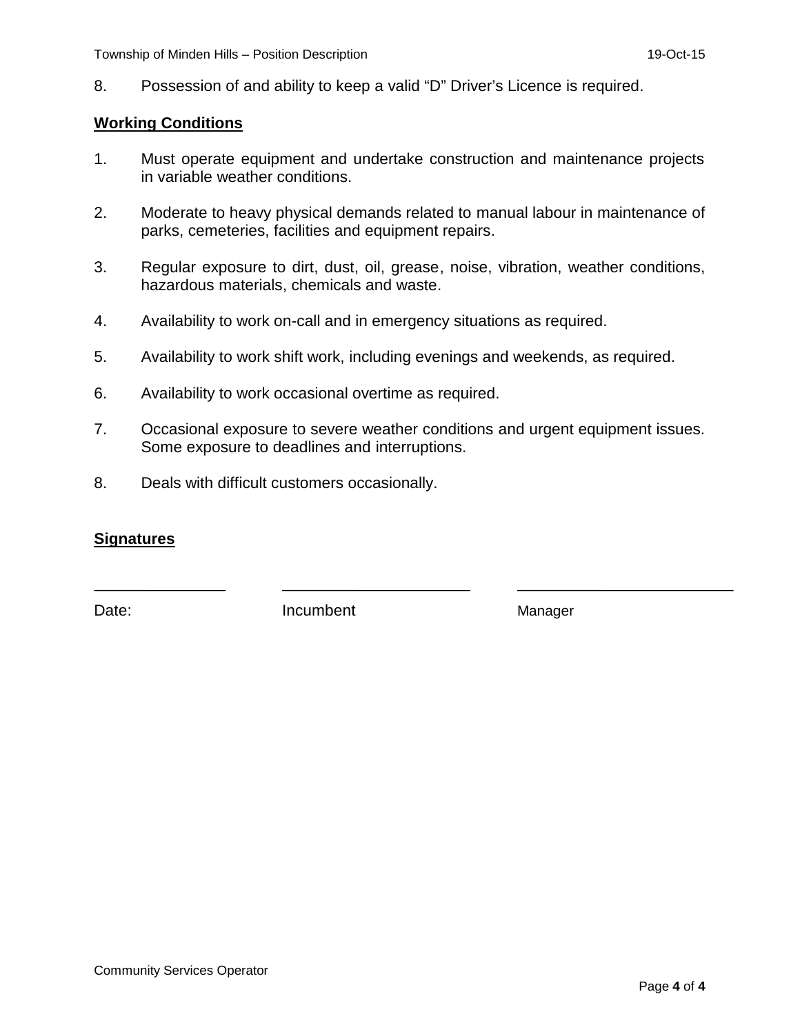8. Possession of and ability to keep a valid "D" Driver's Licence is required.

**Working Conditions**

1. Must operate equipment and undertake construction and maintenance projects in variable weather conditions.

2. Moderate to heavy physical demands related to manual labour in maintenance of parks, cemeteries, facilities and equipment repairs.

3. Regular exposure to dirt, dust, oil, grease, noise, vibration, weather conditions, hazardous materials, chemicals and waste.

4. Availability to work on-call and in emergency situations as required.

5. Availability to work shift work, including evenings and weekends, as required.

6. Availability to work occasional overtime as required.

7. Occasional exposure to severe weather conditions and urgent equipment issues. Some exposure to deadlines and interruptions.

8. Deals with difficult customers occasionally.

**Signatures**

| | | |
|---|---|---|
| _______________ | ______________________ | _________________________ |
| Date: | Incumbent | Manager |

Community Services Operator